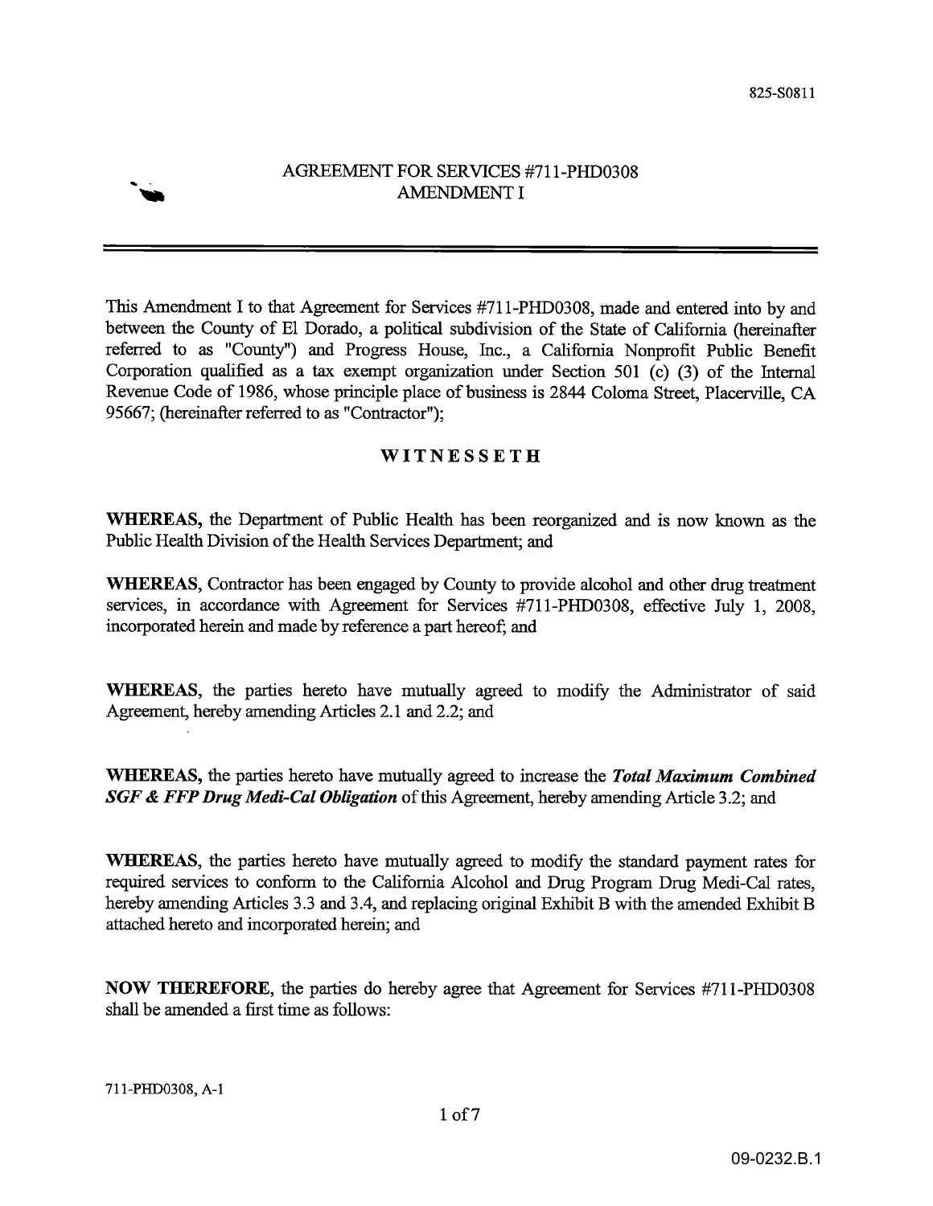# AGREEMENT FOR SERVICES #711-PHD0308
## AMENDMENT I

This Amendment I to that Agreement for Services #711-PHD0308, made and entered into by and between the County of El Dorado, a political subdivision of the State of California (hereinafter referred to as "County") and Progress House, Inc., a California Nonprofit Public Benefit Corporation qualified as a tax exempt organization under Section 501 (c) (3) of the Internal Revenue Code of 1986, whose principle place of business is 2844 Coloma Street, Placerville, CA 95667; (hereinafter referred to as "Contractor");

**WITNESSETH**

**WHEREAS,** the Department of Public Health has been reorganized and is now known as the Public Health Division of the Health Services Department; and

**WHEREAS,** Contractor has been engaged by County to provide alcohol and other drug treatment services, in accordance with Agreement for Services #711-PHD0308, effective July 1, 2008, incorporated herein and made by reference a part hereof; and

**WHEREAS,** the parties hereto have mutually agreed to modify the Administrator of said Agreement, hereby amending Articles 2.1 and 2.2; and

**WHEREAS,** the parties hereto have mutually agreed to increase the ***Total Maximum Combined SGF & FFP Drug Medi-Cal Obligation*** of this Agreement, hereby amending Article 3.2; and

**WHEREAS,** the parties hereto have mutually agreed to modify the standard payment rates for required services to conform to the California Alcohol and Drug Program Drug Medi-Cal rates, hereby amending Articles 3.3 and 3.4, and replacing original Exhibit B with the amended Exhibit B attached hereto and incorporated herein; and

**NOW THEREFORE,** the parties do hereby agree that Agreement for Services #711-PHD0308 shall be amended a first time as follows: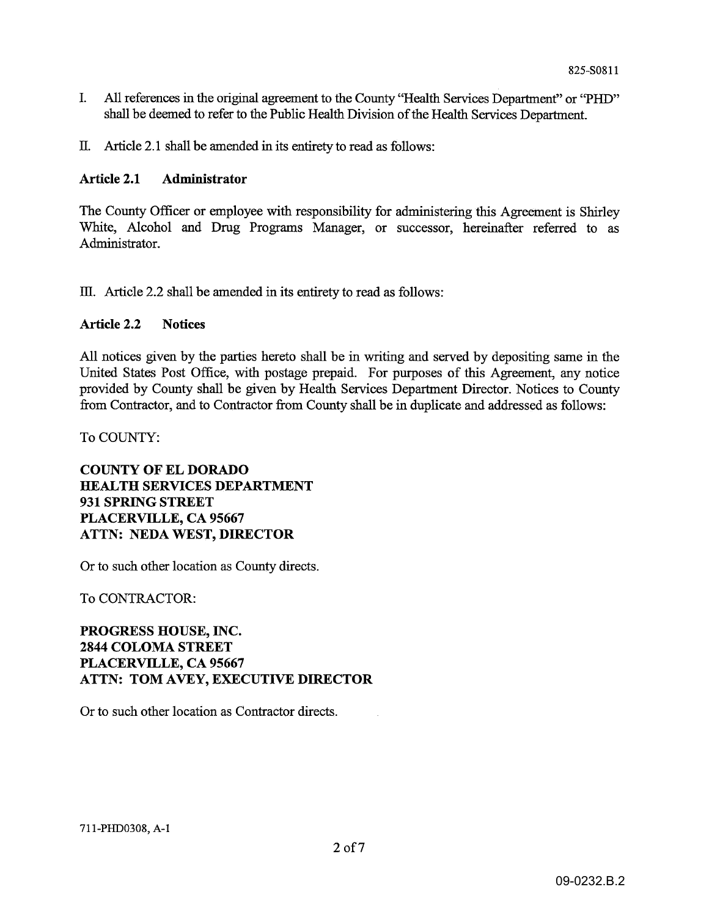I. All references in the original agreement to the County "Health Services Department" or "PHD" shall be deemed to refer to the Public Health Division of the Health Services Department.

II. Article 2.1 shall be amended in its entirety to read as follows:

**Article 2.1 Administrator**

The County Officer or employee with responsibility for administering this Agreement is Shirley White, Alcohol and Drug Programs Manager, or successor, hereinafter referred to as Administrator.

III. Article 2.2 shall be amended in its entirety to read as follows:

**Article 2.2 Notices**

All notices given by the parties hereto shall be in writing and served by depositing same in the United States Post Office, with postage prepaid. For purposes of this Agreement, any notice provided by County shall be given by Health Services Department Director. Notices to County from Contractor, and to Contractor from County shall be in duplicate and addressed as follows:

To COUNTY:

**COUNTY OF EL DORADO**
**HEALTH SERVICES DEPARTMENT**
**931 SPRING STREET**
**PLACERVILLE, CA 95667**
**ATTN: NEDA WEST, DIRECTOR**

Or to such other location as County directs.

To CONTRACTOR:

**PROGRESS HOUSE, INC.**
**2844 COLOMA STREET**
**PLACERVILLE, CA 95667**
**ATTN: TOM AVEY, EXECUTIVE DIRECTOR**

Or to such other location as Contractor directs.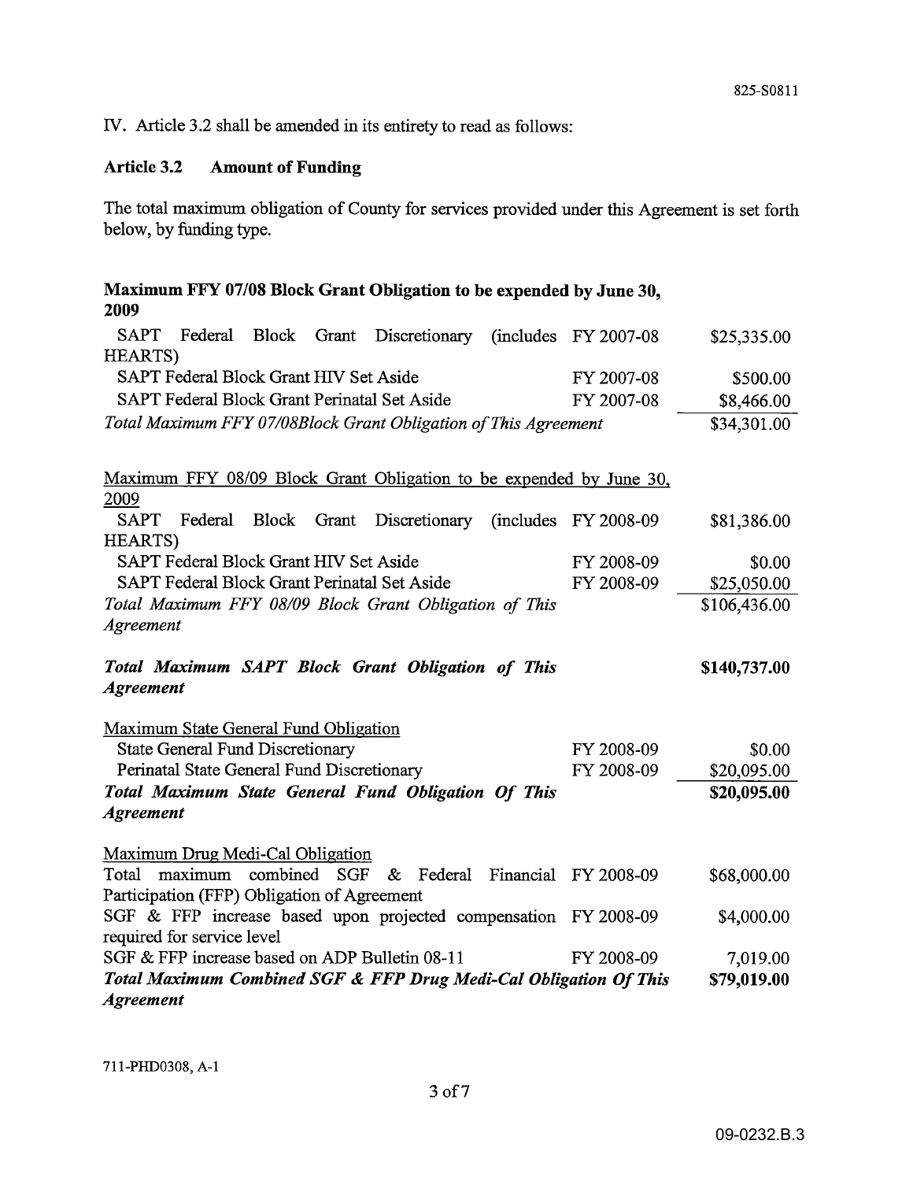IV. Article 3.2 shall be amended in its entirety to read as follows:

**Article 3.2 Amount of Funding**

The total maximum obligation of County for services provided under this Agreement is set forth below, by funding type.

**Maximum FFY 07/08 Block Grant Obligation to be expended by June 30, 2009**

| | | |
|---|---|---|
| SAPT Federal Block Grant Discretionary (includes HEARTS) | FY 2007-08 | $25,335.00 |
| SAPT Federal Block Grant HIV Set Aside | FY 2007-08 | $500.00 |
| SAPT Federal Block Grant Perinatal Set Aside | FY 2007-08 | $8,466.00 |
| *Total Maximum FFY 07/08Block Grant Obligation of This Agreement* | | $34,301.00 |

Maximum FFY 08/09 Block Grant Obligation to be expended by June 30, 2009

| | | |
|---|---|---|
| SAPT Federal Block Grant Discretionary (includes HEARTS) | FY 2008-09 | $81,386.00 |
| SAPT Federal Block Grant HIV Set Aside | FY 2008-09 | $0.00 |
| SAPT Federal Block Grant Perinatal Set Aside | FY 2008-09 | $25,050.00 |
| *Total Maximum FFY 08/09 Block Grant Obligation of This Agreement* | | $106,436.00 |

| | | |
|---|---|---|
| ***Total Maximum SAPT Block Grant Obligation of This Agreement*** | | **$140,737.00** |

Maximum State General Fund Obligation

| | | |
|---|---|---|
| State General Fund Discretionary | FY 2008-09 | $0.00 |
| Perinatal State General Fund Discretionary | FY 2008-09 | $20,095.00 |
| ***Total Maximum State General Fund Obligation Of This Agreement*** | | **$20,095.00** |

Maximum Drug Medi-Cal Obligation

| | | |
|---|---|---|
| Total maximum combined SGF & Federal Financial Participation (FFP) Obligation of Agreement | FY 2008-09 | $68,000.00 |
| SGF & FFP increase based upon projected compensation required for service level | FY 2008-09 | $4,000.00 |
| SGF & FFP increase based on ADP Bulletin 08-11 | FY 2008-09 | 7,019.00 |
| ***Total Maximum Combined SGF & FFP Drug Medi-Cal Obligation Of This Agreement*** | | **$79,019.00** |

711-PHD0308, A-1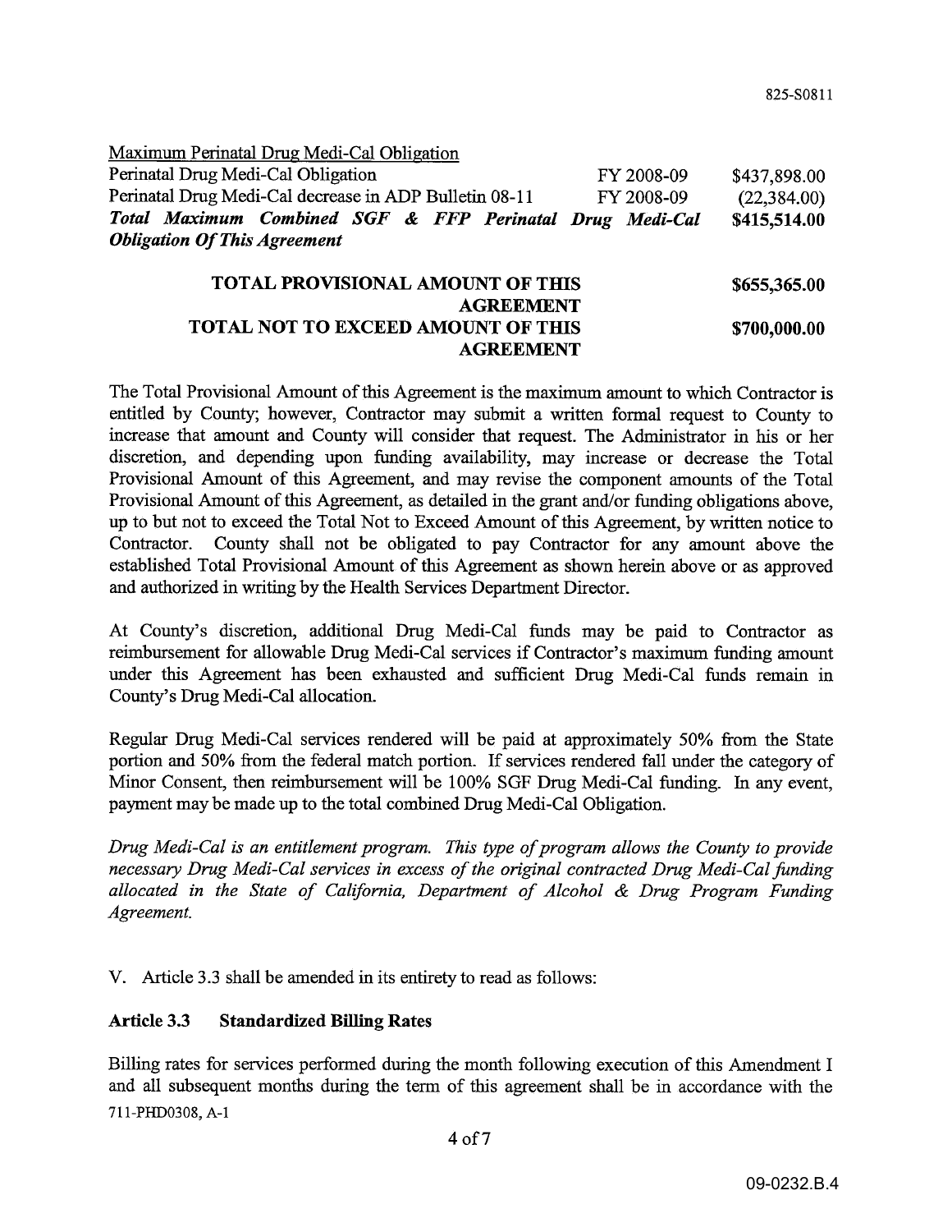Maximum Perinatal Drug Medi-Cal Obligation

| | | |
|---|---|---|
| Perinatal Drug Medi-Cal Obligation | FY 2008-09 | $437,898.00 |
| Perinatal Drug Medi-Cal decrease in ADP Bulletin 08-11 | FY 2008-09 | (22,384.00) |
| ***Total Maximum Combined SGF & FFP Perinatal Drug Medi-Cal Obligation Of This Agreement*** | | **$415,514.00** |

| | |
|---|---|
| **TOTAL PROVISIONAL AMOUNT OF THIS AGREEMENT** | **$655,365.00** |
| **TOTAL NOT TO EXCEED AMOUNT OF THIS AGREEMENT** | **$700,000.00** |

The Total Provisional Amount of this Agreement is the maximum amount to which Contractor is entitled by County; however, Contractor may submit a written formal request to County to increase that amount and County will consider that request. The Administrator in his or her discretion, and depending upon funding availability, may increase or decrease the Total Provisional Amount of this Agreement, and may revise the component amounts of the Total Provisional Amount of this Agreement, as detailed in the grant and/or funding obligations above, up to but not to exceed the Total Not to Exceed Amount of this Agreement, by written notice to Contractor. County shall not be obligated to pay Contractor for any amount above the established Total Provisional Amount of this Agreement as shown herein above or as approved and authorized in writing by the Health Services Department Director.

At County's discretion, additional Drug Medi-Cal funds may be paid to Contractor as reimbursement for allowable Drug Medi-Cal services if Contractor's maximum funding amount under this Agreement has been exhausted and sufficient Drug Medi-Cal funds remain in County's Drug Medi-Cal allocation.

Regular Drug Medi-Cal services rendered will be paid at approximately 50% from the State portion and 50% from the federal match portion. If services rendered fall under the category of Minor Consent, then reimbursement will be 100% SGF Drug Medi-Cal funding. In any event, payment may be made up to the total combined Drug Medi-Cal Obligation.

*Drug Medi-Cal is an entitlement program. This type of program allows the County to provide necessary Drug Medi-Cal services in excess of the original contracted Drug Medi-Cal funding allocated in the State of California, Department of Alcohol & Drug Program Funding Agreement.*

V. Article 3.3 shall be amended in its entirety to read as follows:

**Article 3.3 Standardized Billing Rates**

Billing rates for services performed during the month following execution of this Amendment I and all subsequent months during the term of this agreement shall be in accordance with the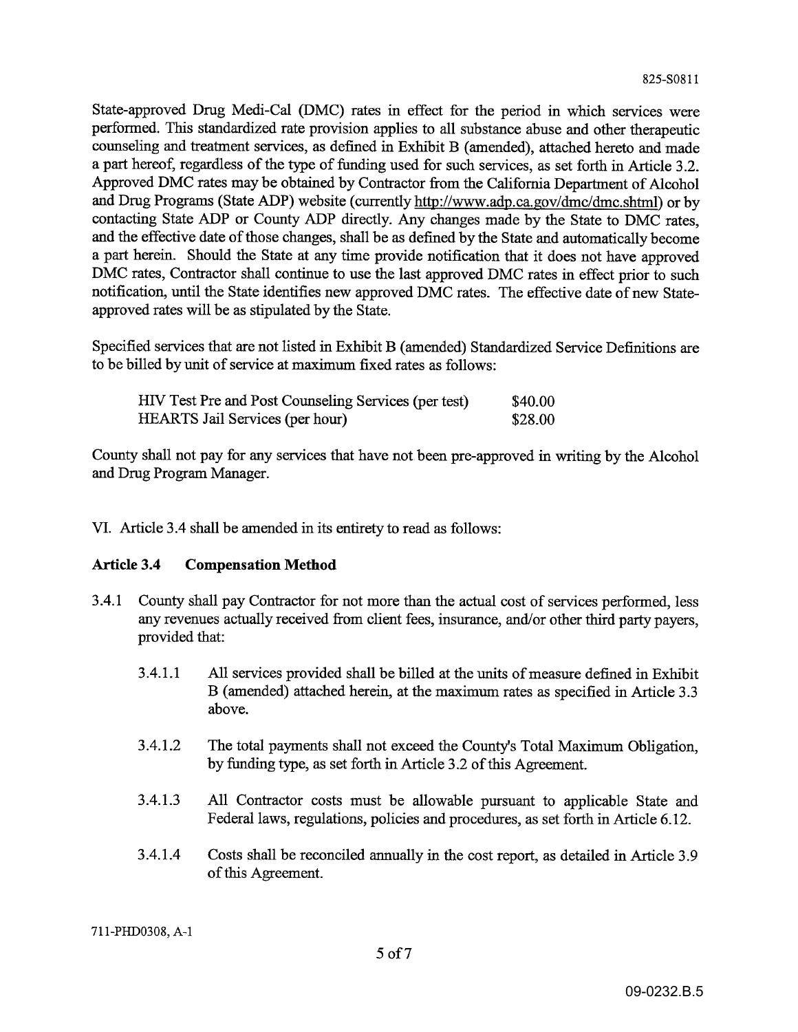State-approved Drug Medi-Cal (DMC) rates in effect for the period in which services were performed. This standardized rate provision applies to all substance abuse and other therapeutic counseling and treatment services, as defined in Exhibit B (amended), attached hereto and made a part hereof, regardless of the type of funding used for such services, as set forth in Article 3.2. Approved DMC rates may be obtained by Contractor from the California Department of Alcohol and Drug Programs (State ADP) website (currently http://www.adp.ca.gov/dmc/dmc.shtml) or by contacting State ADP or County ADP directly. Any changes made by the State to DMC rates, and the effective date of those changes, shall be as defined by the State and automatically become a part herein. Should the State at any time provide notification that it does not have approved DMC rates, Contractor shall continue to use the last approved DMC rates in effect prior to such notification, until the State identifies new approved DMC rates. The effective date of new State-approved rates will be as stipulated by the State.

Specified services that are not listed in Exhibit B (amended) Standardized Service Definitions are to be billed by unit of service at maximum fixed rates as follows:

| | |
|---|---|
| HIV Test Pre and Post Counseling Services (per test) | $40.00 |
| HEARTS Jail Services (per hour) | $28.00 |

County shall not pay for any services that have not been pre-approved in writing by the Alcohol and Drug Program Manager.

VI. Article 3.4 shall be amended in its entirety to read as follows:

**Article 3.4 Compensation Method**

3.4.1 County shall pay Contractor for not more than the actual cost of services performed, less any revenues actually received from client fees, insurance, and/or other third party payers, provided that:

3.4.1.1 All services provided shall be billed at the units of measure defined in Exhibit B (amended) attached herein, at the maximum rates as specified in Article 3.3 above.

3.4.1.2 The total payments shall not exceed the County's Total Maximum Obligation, by funding type, as set forth in Article 3.2 of this Agreement.

3.4.1.3 All Contractor costs must be allowable pursuant to applicable State and Federal laws, regulations, policies and procedures, as set forth in Article 6.12.

3.4.1.4 Costs shall be reconciled annually in the cost report, as detailed in Article 3.9 of this Agreement.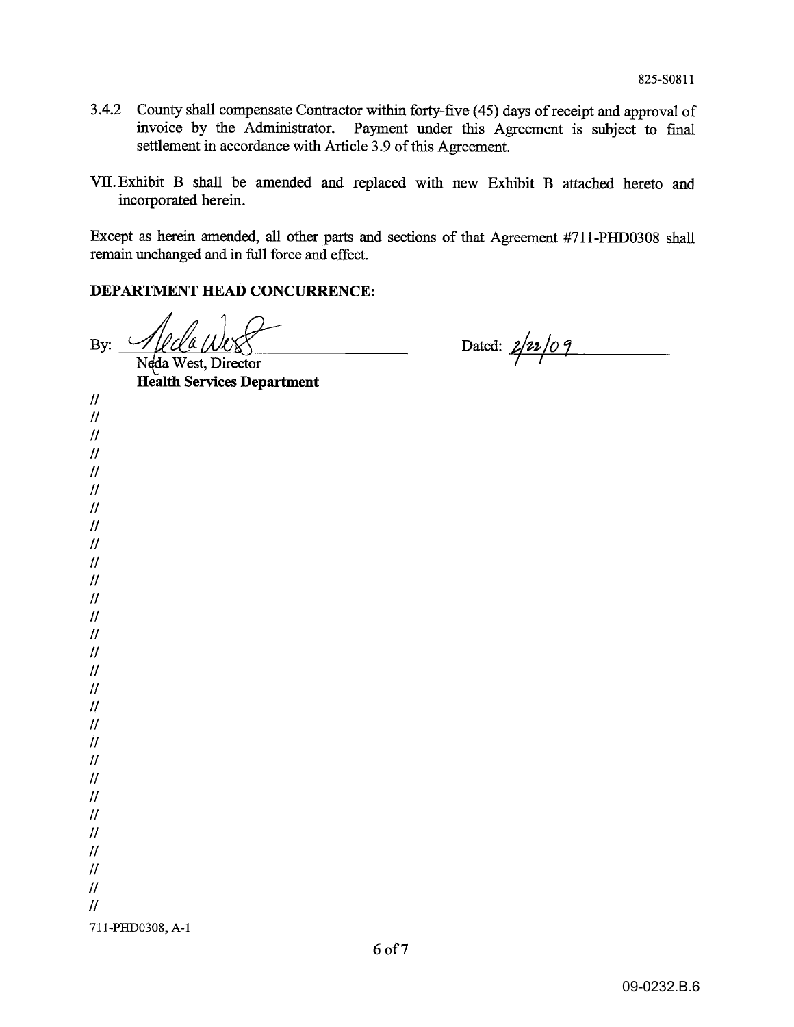3.4.2 County shall compensate Contractor within forty-five (45) days of receipt and approval of invoice by the Administrator. Payment under this Agreement is subject to final settlement in accordance with Article 3.9 of this Agreement.

VII. Exhibit B shall be amended and replaced with new Exhibit B attached hereto and incorporated herein.

Except as herein amended, all other parts and sections of that Agreement #711-PHD0308 shall remain unchanged and in full force and effect.

**DEPARTMENT HEAD CONCURRENCE:**

By: ______________________________ Dated: 2/22/09
Neda West, Director
**Health Services Department**

//
//
//
//
//
//
//
//
//
//
//
//
//
//
//
//
//
//
//
//
//
//
//
//
//
//
//
//
//

711-PHD0308, A-1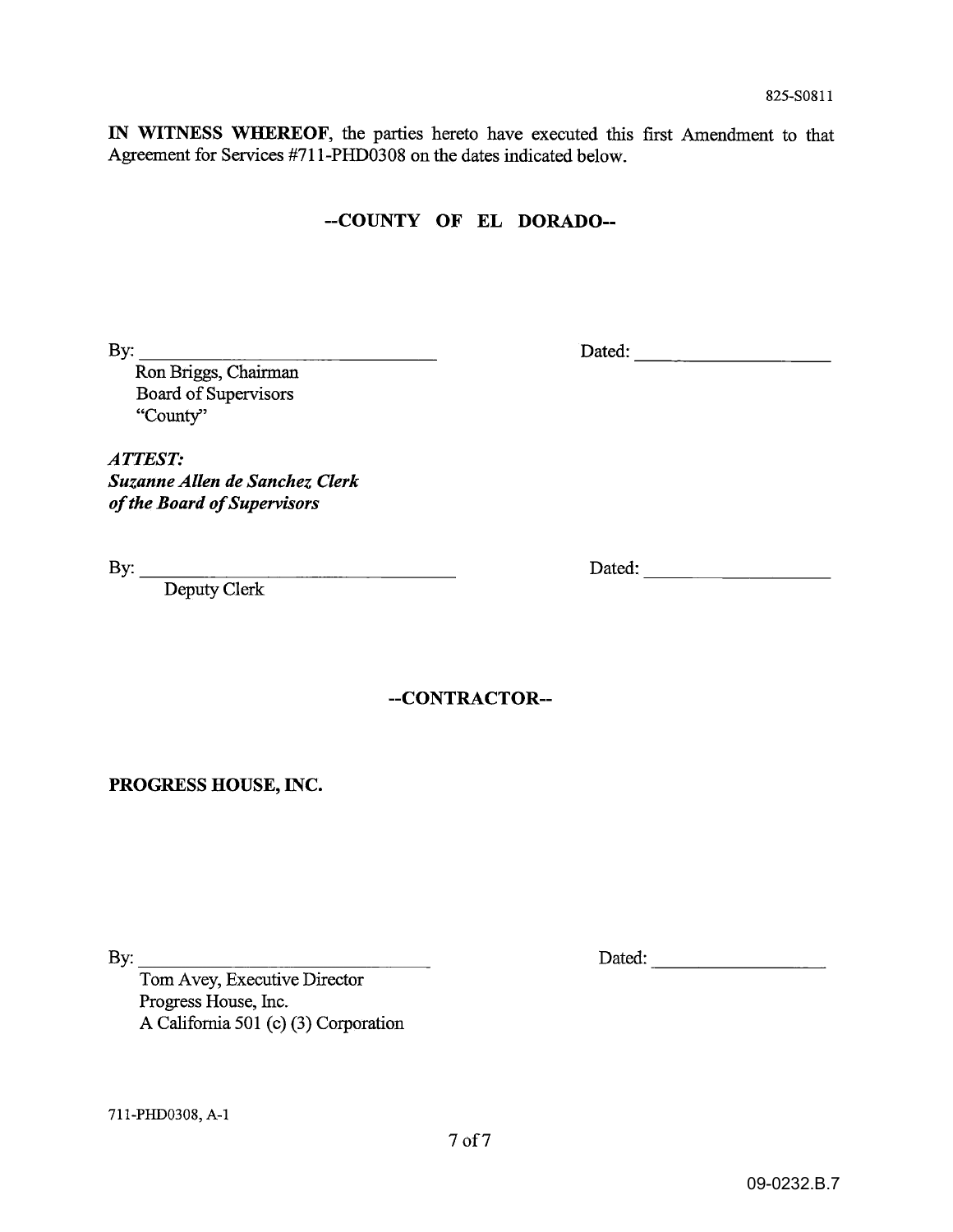**IN WITNESS WHEREOF**, the parties hereto have executed this first Amendment to that Agreement for Services #711-PHD0308 on the dates indicated below.

**--COUNTY OF EL DORADO--**

By: ______________________________ Dated: ____________________

Ron Briggs, Chairman
Board of Supervisors
"County"

***ATTEST:***
***Suzanne Allen de Sanchez Clerk of the Board of Supervisors***

By: ______________________________ Dated: ____________________

Deputy Clerk

**--CONTRACTOR--**

**PROGRESS HOUSE, INC.**

By: ______________________________ Dated: ____________________

Tom Avey, Executive Director
Progress House, Inc.
A California 501 (c) (3) Corporation

711-PHD0308, A-1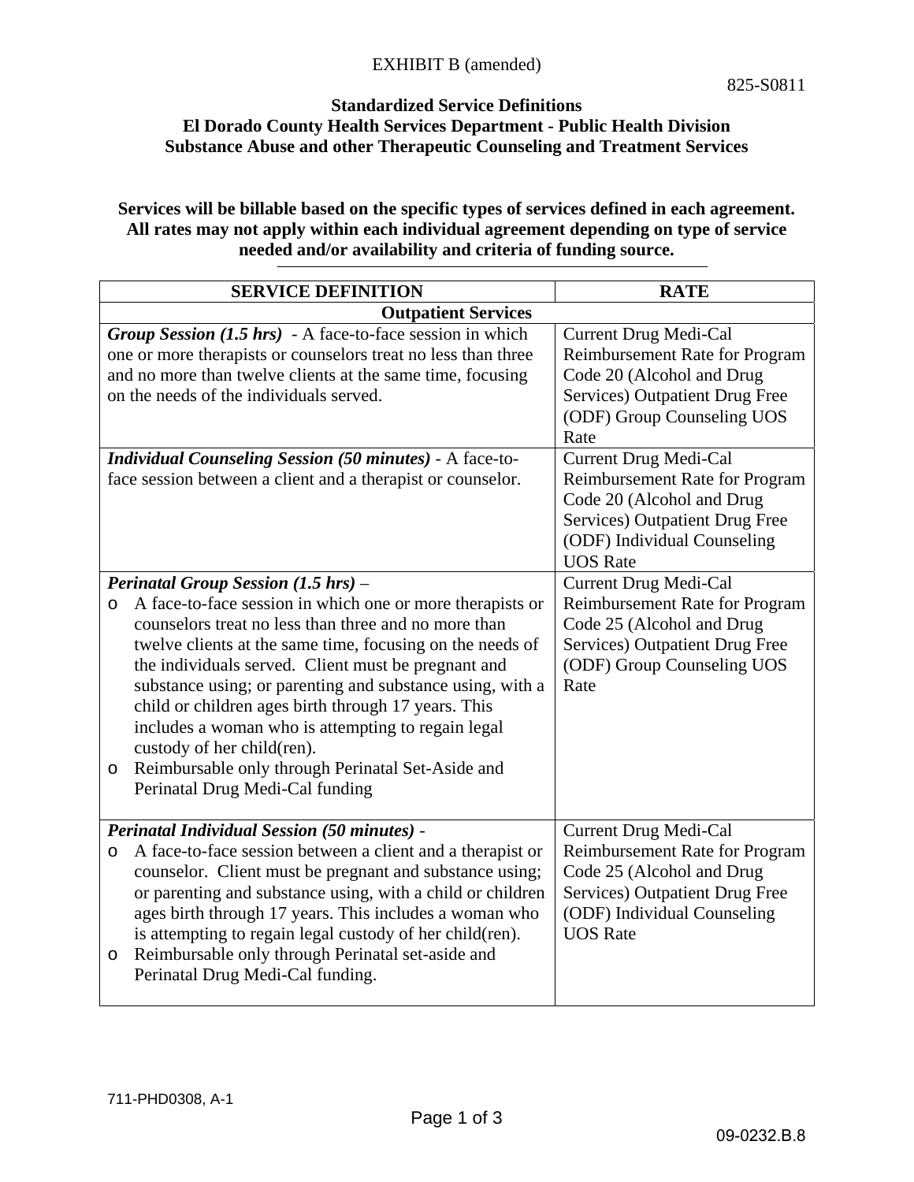EXHIBIT B (amended)

825-S0811

**Standardized Service Definitions**
**El Dorado County Health Services Department - Public Health Division**
**Substance Abuse and other Therapeutic Counseling and Treatment Services**

**Services will be billable based on the specific types of services defined in each agreement. All rates may not apply within each individual agreement depending on type of service needed and/or availability and criteria of funding source.**

| SERVICE DEFINITION | RATE |
|---|---|
| **Outpatient Services** | |
| ***Group Session (1.5 hrs)*** - A face-to-face session in which one or more therapists or counselors treat no less than three and no more than twelve clients at the same time, focusing on the needs of the individuals served. | Current Drug Medi-Cal Reimbursement Rate for Program Code 20 (Alcohol and Drug Services) Outpatient Drug Free (ODF) Group Counseling UOS Rate |
| ***Individual Counseling Session (50 minutes)*** - A face-to-face session between a client and a therapist or counselor. | Current Drug Medi-Cal Reimbursement Rate for Program Code 20 (Alcohol and Drug Services) Outpatient Drug Free (ODF) Individual Counseling UOS Rate |
| ***Perinatal Group Session (1.5 hrs)*** – <br>o A face-to-face session in which one or more therapists or counselors treat no less than three and no more than twelve clients at the same time, focusing on the needs of the individuals served. Client must be pregnant and substance using; or parenting and substance using, with a child or children ages birth through 17 years. This includes a woman who is attempting to regain legal custody of her child(ren).<br>o Reimbursable only through Perinatal Set-Aside and Perinatal Drug Medi-Cal funding | Current Drug Medi-Cal Reimbursement Rate for Program Code 25 (Alcohol and Drug Services) Outpatient Drug Free (ODF) Group Counseling UOS Rate |
| ***Perinatal Individual Session (50 minutes)*** -<br>o A face-to-face session between a client and a therapist or counselor. Client must be pregnant and substance using; or parenting and substance using, with a child or children ages birth through 17 years. This includes a woman who is attempting to regain legal custody of her child(ren).<br>o Reimbursable only through Perinatal set-aside and Perinatal Drug Medi-Cal funding. | Current Drug Medi-Cal Reimbursement Rate for Program Code 25 (Alcohol and Drug Services) Outpatient Drug Free (ODF) Individual Counseling UOS Rate |

711-PHD0308, A-1

09-0232.B.8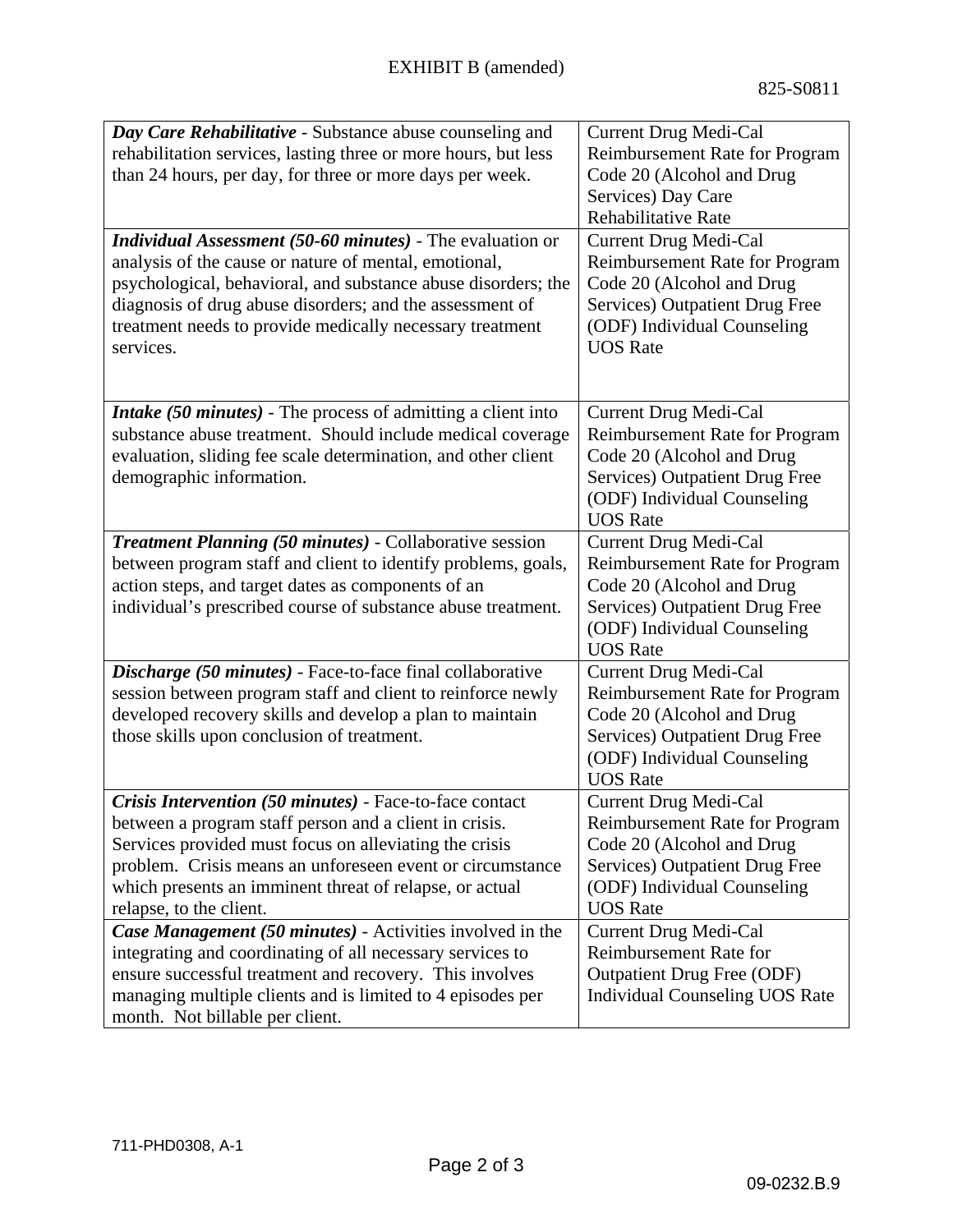EXHIBIT B (amended)

825-S0811

| | |
|---|---|
| ***Day Care Rehabilitative*** - Substance abuse counseling and rehabilitation services, lasting three or more hours, but less than 24 hours, per day, for three or more days per week. | Current Drug Medi-Cal Reimbursement Rate for Program Code 20 (Alcohol and Drug Services) Day Care Rehabilitative Rate |
| ***Individual Assessment (50-60 minutes)*** - The evaluation or analysis of the cause or nature of mental, emotional, psychological, behavioral, and substance abuse disorders; the diagnosis of drug abuse disorders; and the assessment of treatment needs to provide medically necessary treatment services. | Current Drug Medi-Cal Reimbursement Rate for Program Code 20 (Alcohol and Drug Services) Outpatient Drug Free (ODF) Individual Counseling UOS Rate |
| ***Intake (50 minutes)*** - The process of admitting a client into substance abuse treatment. Should include medical coverage evaluation, sliding fee scale determination, and other client demographic information. | Current Drug Medi-Cal Reimbursement Rate for Program Code 20 (Alcohol and Drug Services) Outpatient Drug Free (ODF) Individual Counseling UOS Rate |
| ***Treatment Planning (50 minutes)*** - Collaborative session between program staff and client to identify problems, goals, action steps, and target dates as components of an individual's prescribed course of substance abuse treatment. | Current Drug Medi-Cal Reimbursement Rate for Program Code 20 (Alcohol and Drug Services) Outpatient Drug Free (ODF) Individual Counseling UOS Rate |
| ***Discharge (50 minutes)*** - Face-to-face final collaborative session between program staff and client to reinforce newly developed recovery skills and develop a plan to maintain those skills upon conclusion of treatment. | Current Drug Medi-Cal Reimbursement Rate for Program Code 20 (Alcohol and Drug Services) Outpatient Drug Free (ODF) Individual Counseling UOS Rate |
| ***Crisis Intervention (50 minutes)*** - Face-to-face contact between a program staff person and a client in crisis. Services provided must focus on alleviating the crisis problem. Crisis means an unforeseen event or circumstance which presents an imminent threat of relapse, or actual relapse, to the client. | Current Drug Medi-Cal Reimbursement Rate for Program Code 20 (Alcohol and Drug Services) Outpatient Drug Free (ODF) Individual Counseling UOS Rate |
| ***Case Management (50 minutes)*** - Activities involved in the integrating and coordinating of all necessary services to ensure successful treatment and recovery. This involves managing multiple clients and is limited to 4 episodes per month. Not billable per client. | Current Drug Medi-Cal Reimbursement Rate for Outpatient Drug Free (ODF) Individual Counseling UOS Rate |

711-PHD0308, A-1

09-0232.B.9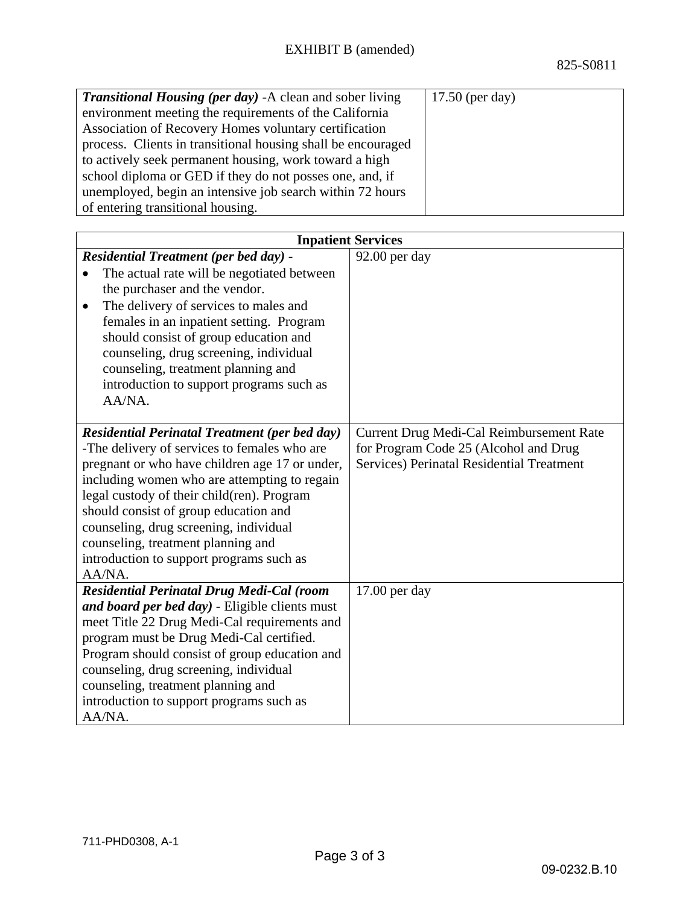EXHIBIT B (amended)

825-S0811

| | |
|---|---|
| ***Transitional Housing (per day)*** -A clean and sober living environment meeting the requirements of the California Association of Recovery Homes voluntary certification process. Clients in transitional housing shall be encouraged to actively seek permanent housing, work toward a high school diploma or GED if they do not posses one, and, if unemployed, begin an intensive job search within 72 hours of entering transitional housing. | 17.50 (per day) |

| **Inpatient Services** | |
|---|---|
| ***Residential Treatment (per bed day)*** - <br>• The actual rate will be negotiated between the purchaser and the vendor.<br>• The delivery of services to males and females in an inpatient setting. Program should consist of group education and counseling, drug screening, individual counseling, treatment planning and introduction to support programs such as AA/NA. | 92.00 per day |
| ***Residential Perinatal Treatment (per bed day)*** -The delivery of services to females who are pregnant or who have children age 17 or under, including women who are attempting to regain legal custody of their child(ren). Program should consist of group education and counseling, drug screening, individual counseling, treatment planning and introduction to support programs such as AA/NA. | Current Drug Medi-Cal Reimbursement Rate for Program Code 25 (Alcohol and Drug Services) Perinatal Residential Treatment |
| ***Residential Perinatal Drug Medi-Cal (room and board per bed day)*** - Eligible clients must meet Title 22 Drug Medi-Cal requirements and program must be Drug Medi-Cal certified. Program should consist of group education and counseling, drug screening, individual counseling, treatment planning and introduction to support programs such as AA/NA. | 17.00 per day |

711-PHD0308, A-1

09-0232.B.10